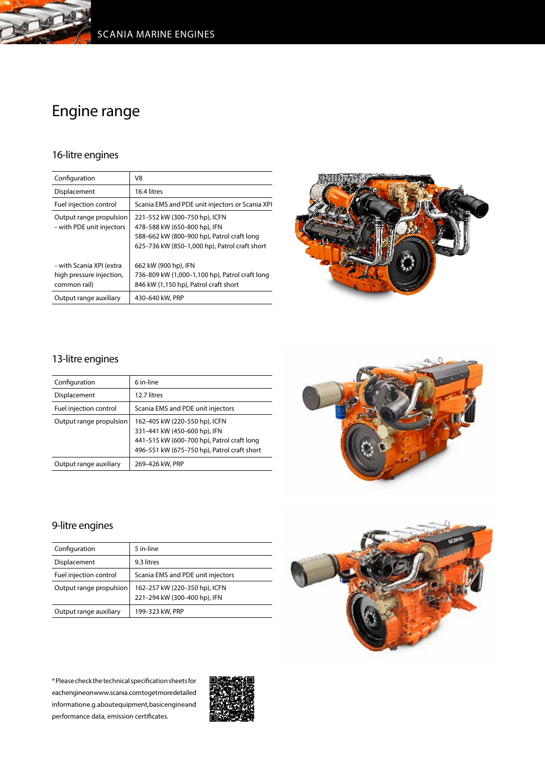# Engine range

## 16-litre engines

| Configuration | V8 |
|---|---|
| Displacement | 16.4 litres |
| Fuel injection control | Scania EMS and PDE unit injectors or Scania XPI |
| Output range propulsion – with PDE unit injectors | 221–552 kW (300–750 hp), ICFN<br>478–588 kW (650–800 hp), IFN<br>588–662 kW (800–900 hp), Patrol craft long<br>625–736 kW (850–1,000 hp), Patrol craft short |
| – with Scania XPI (extra high pressure injection, common rail) | 662 kW (900 hp), IFN<br>736–809 kW (1,000–1,100 hp), Patrol craft long<br>846 kW (1,150 hp), Patrol craft short |
| Output range auxiliary | 430–640 kW, PRP |

## 13-litre engines

| Configuration | 6 in-line |
|---|---|
| Displacement | 12.7 litres |
| Fuel injection control | Scania EMS and PDE unit injectors |
| Output range propulsion | 162–405 kW (220–550 hp), ICFN<br>331–441 kW (450–600 hp), IFN<br>441–515 kW (600–700 hp), Patrol craft long<br>496–551 kW (675–750 hp), Patrol craft short |
| Output range auxiliary | 269–426 kW, PRP |

## 9-litre engines

| Configuration | 5 in-line |
|---|---|
| Displacement | 9.3 litres |
| Fuel injection control | Scania EMS and PDE unit injectors |
| Output range propulsion | 162–257 kW (220–350 hp), ICFN<br>221–294 kW (300–400 hp), IFN |
| Output range auxiliary | 199–323 kW, PRP |

* Please check the technical specification sheets for each engine on www.scania.com to get more detailed information e.g. about equipment, basic engine and performance data, emission certificates.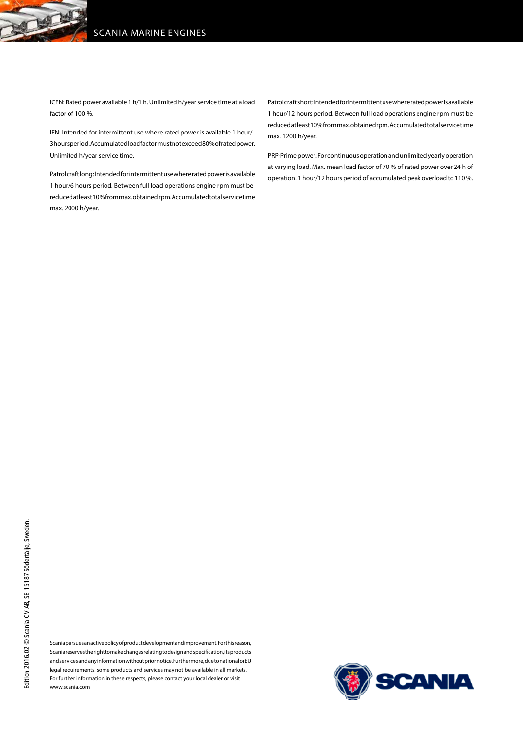ICFN: Rated power available 1 h/1 h. Unlimited h/year service time at a load factor of 100 %.

IFN: Intended for intermittent use where rated power is available 1 hour/ 3 hours period. Accumulated load factor must not exceed 80 % of rated power. Unlimited h/year service time.

Patrol craft long: Intended for intermittent use where rated power is available 1 hour/6 hours period. Between full load operations engine rpm must be reduced at least 10 % from max. obtained rpm. Accumulated total service time max. 2000 h/year.

Patrol craft short: Intended for intermittent use where rated power is available 1 hour/12 hours period. Between full load operations engine rpm must be reduced at least 10 % from max. obtained rpm. Accumulated total service time max. 1200 h/year.

PRP-Prime power: For continuous operation and unlimited yearly operation at varying load. Max. mean load factor of 70 % of rated power over 24 h of operation. 1 hour/12 hours period of accumulated peak overload to 110 %.

Scania pursues an active policy of product development and improvement. For this reason, Scania reserves the right to make changes relating to design and specification, its products and services and any information without prior notice. Furthermore, due to national or EU legal requirements, some products and services may not be available in all markets. For further information in these respects, please contact your local dealer or visit www.scania.com

Edition 2016.02 © Scania CV AB, SE-15187 Södertälje, Sweden.